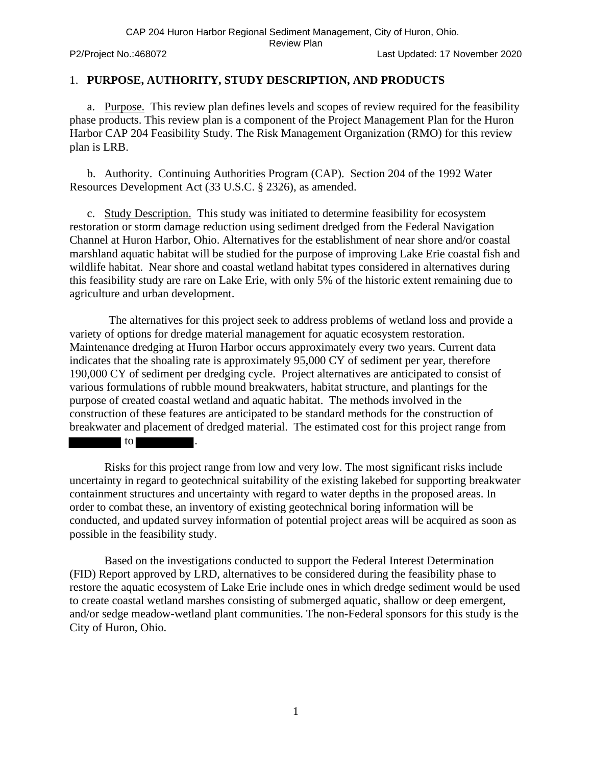## 1. PURPOSE, AUTHORITY, STUDY DESCRIPTION, AND PRODUCTS

a. Purpose. This review plan defines levels and scopes of review required for the feasibility phase products. This review plan is a component of the Project Management Plan for the Huron Harbor CAP 204 Feasibility Study. The Risk Management Organization (RMO) for this review plan is LRB.

b. Authority. Continuing Authorities Program (CAP). Section 204 of the 1992 Water Resources Development Act (33 U.S.C. § 2326), as amended.

c. Study Description. This study was initiated to determine feasibility for ecosystem restoration or storm damage reduction using sediment dredged from the Federal Navigation Channel at Huron Harbor, Ohio. Alternatives for the establishment of near shore and/or coastal marshland aquatic habitat will be studied for the purpose of improving Lake Erie coastal fish and wildlife habitat. Near shore and coastal wetland habitat types considered in alternatives during this feasibility study are rare on Lake Erie, with only 5% of the historic extent remaining due to agriculture and urban development.

The alternatives for this project seek to address problems of wetland loss and provide a variety of options for dredge material management for aquatic ecosystem restoration. Maintenance dredging at Huron Harbor occurs approximately every two years. Current data indicates that the shoaling rate is approximately 95,000 CY of sediment per year, therefore 190,000 CY of sediment per dredging cycle. Project alternatives are anticipated to consist of various formulations of rubble mound breakwaters, habitat structure, and plantings for the purpose of created coastal wetland and aquatic habitat. The methods involved in the construction of these features are anticipated to be standard methods for the construction of breakwater and placement of dredged material. The estimated cost for this project range from [REDACTED] to [REDACTED].

Risks for this project range from low and very low. The most significant risks include uncertainty in regard to geotechnical suitability of the existing lakebed for supporting breakwater containment structures and uncertainty with regard to water depths in the proposed areas. In order to combat these, an inventory of existing geotechnical boring information will be conducted, and updated survey information of potential project areas will be acquired as soon as possible in the feasibility study.

Based on the investigations conducted to support the Federal Interest Determination (FID) Report approved by LRD, alternatives to be considered during the feasibility phase to restore the aquatic ecosystem of Lake Erie include ones in which dredge sediment would be used to create coastal wetland marshes consisting of submerged aquatic, shallow or deep emergent, and/or sedge meadow-wetland plant communities. The non-Federal sponsors for this study is the City of Huron, Ohio.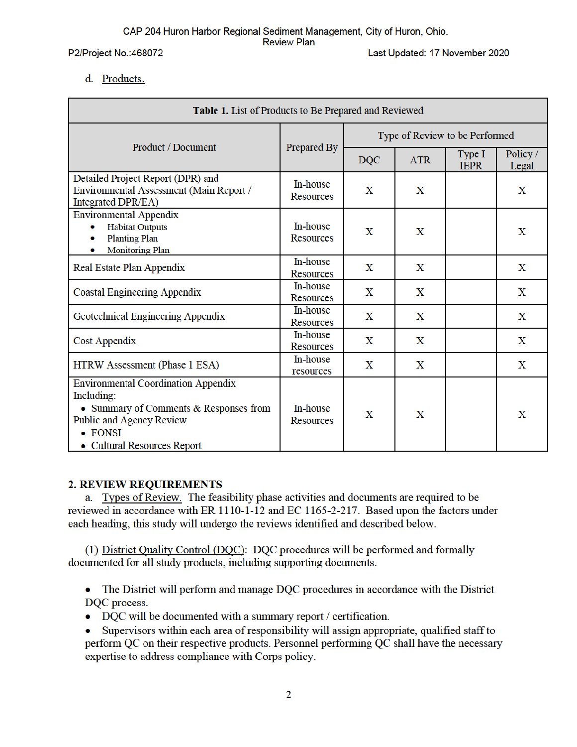d. Products.

**Table 1.** List of Products to Be Prepared and Reviewed

| Product / Document | Prepared By | Type of Review to be Performed | | | |
|---|---|---|---|---|---|
| | | DQC | ATR | Type I IEPR | Policy / Legal |
| Detailed Project Report (DPR) and Environmental Assessment (Main Report / Integrated DPR/EA) | In-house Resources | X | X | | X |
| Environmental Appendix<br>• Habitat Outputs<br>• Planting Plan<br>• Monitoring Plan | In-house Resources | X | X | | X |
| Real Estate Plan Appendix | In-house Resources | X | X | | X |
| Coastal Engineering Appendix | In-house Resources | X | X | | X |
| Geotechnical Engineering Appendix | In-house Resources | X | X | | X |
| Cost Appendix | In-house Resources | X | X | | X |
| HTRW Assessment (Phase 1 ESA) | In-house resources | X | X | | X |
| Environmental Coordination Appendix Including:<br>• Summary of Comments & Responses from Public and Agency Review<br>• FONSI<br>• Cultural Resources Report | In-house Resources | X | X | | X |

## 2. REVIEW REQUIREMENTS

a. Types of Review. The feasibility phase activities and documents are required to be reviewed in accordance with ER 1110-1-12 and EC 1165-2-217. Based upon the factors under each heading, this study will undergo the reviews identified and described below.

(1) District Quality Control (DQC): DQC procedures will be performed and formally documented for all study products, including supporting documents.

- The District will perform and manage DQC procedures in accordance with the District DQC process.
- DQC will be documented with a summary report / certification.
- Supervisors within each area of responsibility will assign appropriate, qualified staff to perform QC on their respective products. Personnel performing QC shall have the necessary expertise to address compliance with Corps policy.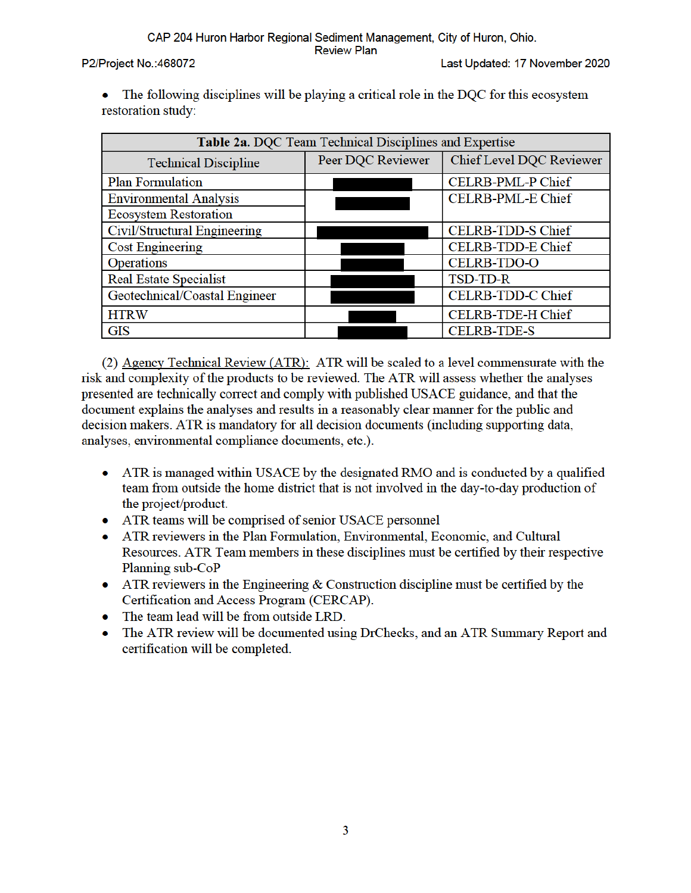- The following disciplines will be playing a critical role in the DQC for this ecosystem restoration study:

| **Table 2a.** DQC Team Technical Disciplines and Expertise | | |
|---|---|---|
| Technical Discipline | Peer DQC Reviewer | Chief Level DQC Reviewer |
| Plan Formulation | ████ | CELRB-PML-P Chief |
| Environmental Analysis | ████ | CELRB-PML-E Chief |
| Ecosystem Restoration | | |
| Civil/Structural Engineering | ████ | CELRB-TDD-S Chief |
| Cost Engineering | ████ | CELRB-TDD-E Chief |
| Operations | ████ | CELRB-TDO-O |
| Real Estate Specialist | ████ | TSD-TD-R |
| Geotechnical/Coastal Engineer | ████ | CELRB-TDD-C Chief |
| HTRW | ████ | CELRB-TDE-H Chief |
| GIS | ████ | CELRB-TDE-S |

(2) Agency Technical Review (ATR): ATR will be scaled to a level commensurate with the risk and complexity of the products to be reviewed. The ATR will assess whether the analyses presented are technically correct and comply with published USACE guidance, and that the document explains the analyses and results in a reasonably clear manner for the public and decision makers. ATR is mandatory for all decision documents (including supporting data, analyses, environmental compliance documents, etc.).

- ATR is managed within USACE by the designated RMO and is conducted by a qualified team from outside the home district that is not involved in the day-to-day production of the project/product.
- ATR teams will be comprised of senior USACE personnel
- ATR reviewers in the Plan Formulation, Environmental, Economic, and Cultural Resources. ATR Team members in these disciplines must be certified by their respective Planning sub-CoP
- ATR reviewers in the Engineering & Construction discipline must be certified by the Certification and Access Program (CERCAP).
- The team lead will be from outside LRD.
- The ATR review will be documented using DrChecks, and an ATR Summary Report and certification will be completed.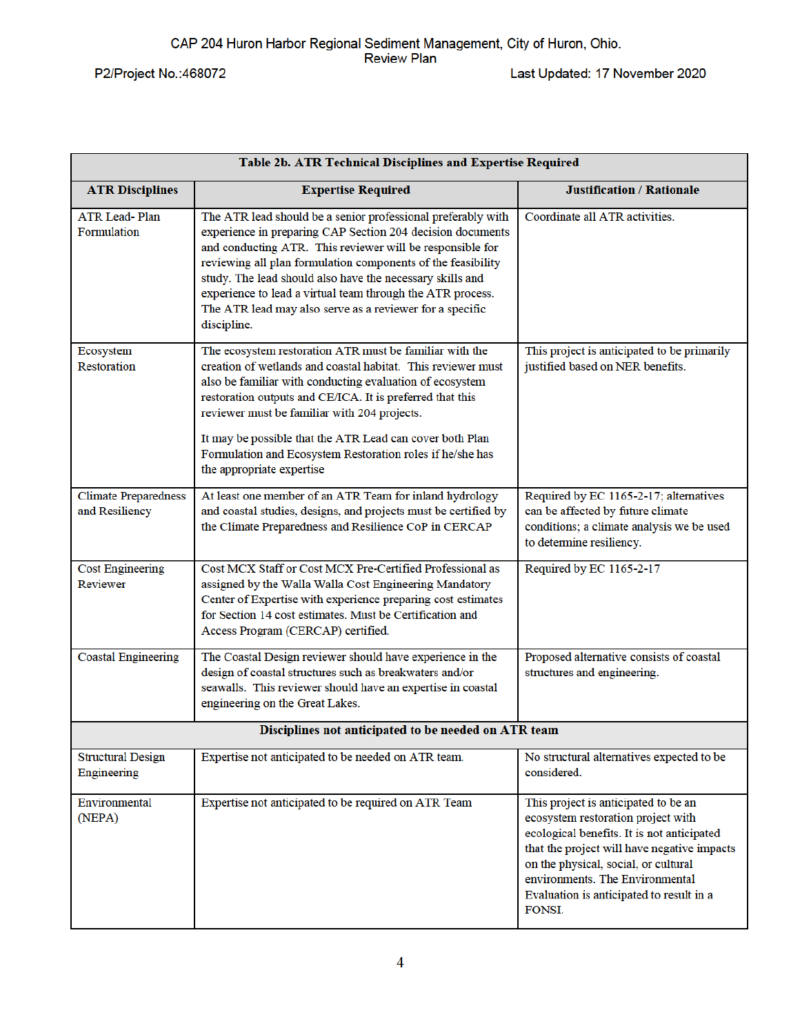| Table 2b. ATR Technical Disciplines and Expertise Required | | |
|---|---|---|
| **ATR Disciplines** | **Expertise Required** | **Justification / Rationale** |
| ATR Lead- Plan Formulation | The ATR lead should be a senior professional preferably with experience in preparing CAP Section 204 decision documents and conducting ATR. This reviewer will be responsible for reviewing all plan formulation components of the feasibility study. The lead should also have the necessary skills and experience to lead a virtual team through the ATR process. The ATR lead may also serve as a reviewer for a specific discipline. | Coordinate all ATR activities. |
| Ecosystem Restoration | The ecosystem restoration ATR must be familiar with the creation of wetlands and coastal habitat. This reviewer must also be familiar with conducting evaluation of ecosystem restoration outputs and CE/ICA. It is preferred that this reviewer must be familiar with 204 projects.<br><br>It may be possible that the ATR Lead can cover both Plan Formulation and Ecosystem Restoration roles if he/she has the appropriate expertise | This project is anticipated to be primarily justified based on NER benefits. |
| Climate Preparedness and Resiliency | At least one member of an ATR Team for inland hydrology and coastal studies, designs, and projects must be certified by the Climate Preparedness and Resilience CoP in CERCAP | Required by EC 1165-2-17; alternatives can be affected by future climate conditions; a climate analysis we be used to determine resiliency. |
| Cost Engineering Reviewer | Cost MCX Staff or Cost MCX Pre-Certified Professional as assigned by the Walla Walla Cost Engineering Mandatory Center of Expertise with experience preparing cost estimates for Section 14 cost estimates. Must be Certification and Access Program (CERCAP) certified. | Required by EC 1165-2-17 |
| Coastal Engineering | The Coastal Design reviewer should have experience in the design of coastal structures such as breakwaters and/or seawalls. This reviewer should have an expertise in coastal engineering on the Great Lakes. | Proposed alternative consists of coastal structures and engineering. |
| **Disciplines not anticipated to be needed on ATR team** | | |
| Structural Design Engineering | Expertise not anticipated to be needed on ATR team. | No structural alternatives expected to be considered. |
| Environmental (NEPA) | Expertise not anticipated to be required on ATR Team | This project is anticipated to be an ecosystem restoration project with ecological benefits. It is not anticipated that the project will have negative impacts on the physical, social, or cultural environments. The Environmental Evaluation is anticipated to result in a FONSI. |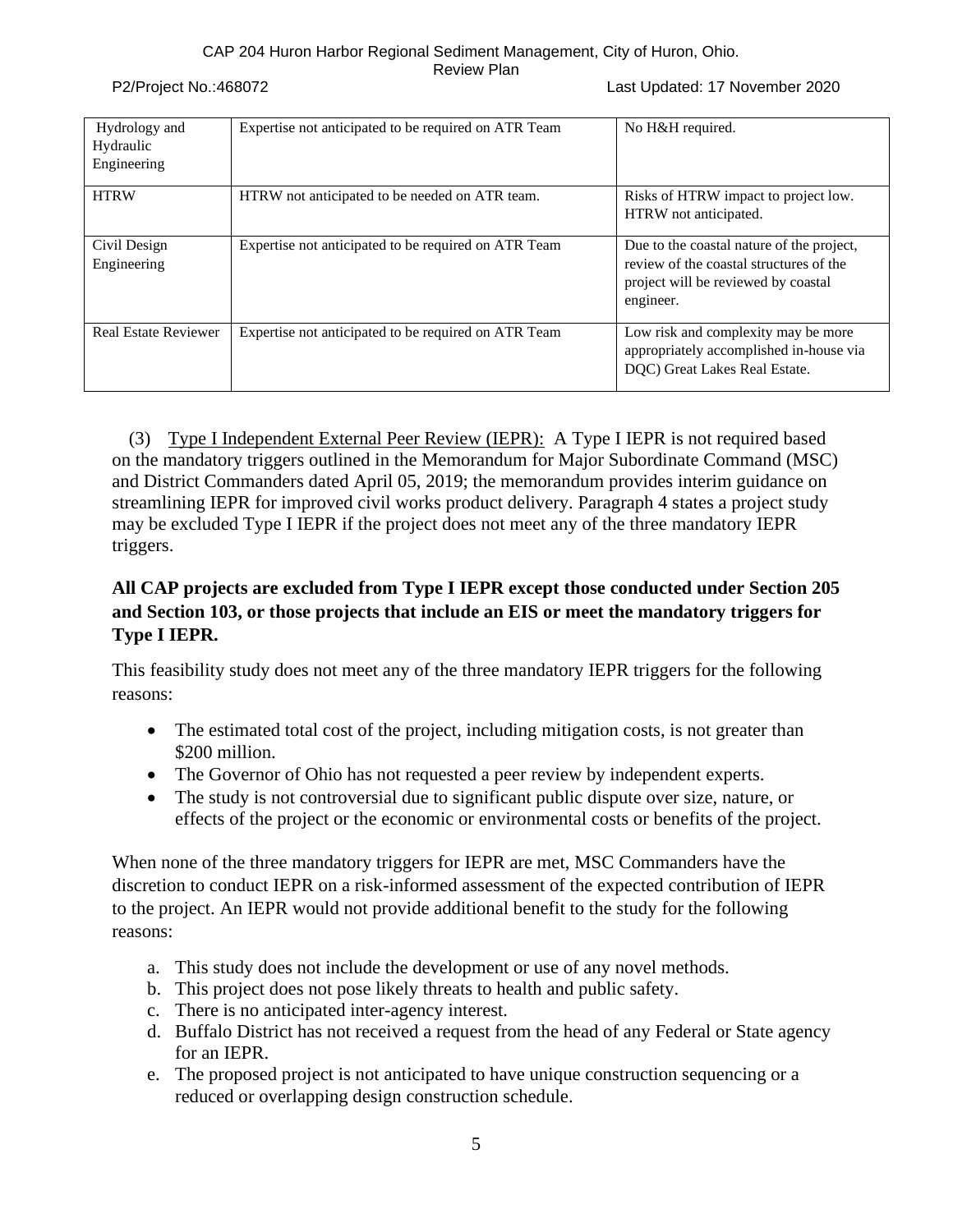| Hydrology and Hydraulic Engineering | Expertise not anticipated to be required on ATR Team | No H&H required. |
|---|---|---|
| HTRW | HTRW not anticipated to be needed on ATR team. | Risks of HTRW impact to project low. HTRW not anticipated. |
| Civil Design Engineering | Expertise not anticipated to be required on ATR Team | Due to the coastal nature of the project, review of the coastal structures of the project will be reviewed by coastal engineer. |
| Real Estate Reviewer | Expertise not anticipated to be required on ATR Team | Low risk and complexity may be more appropriately accomplished in-house via DQC) Great Lakes Real Estate. |

(3) Type I Independent External Peer Review (IEPR): A Type I IEPR is not required based on the mandatory triggers outlined in the Memorandum for Major Subordinate Command (MSC) and District Commanders dated April 05, 2019; the memorandum provides interim guidance on streamlining IEPR for improved civil works product delivery. Paragraph 4 states a project study may be excluded Type I IEPR if the project does not meet any of the three mandatory IEPR triggers.

**All CAP projects are excluded from Type I IEPR except those conducted under Section 205 and Section 103, or those projects that include an EIS or meet the mandatory triggers for Type I IEPR.**

This feasibility study does not meet any of the three mandatory IEPR triggers for the following reasons:

- The estimated total cost of the project, including mitigation costs, is not greater than $200 million.
- The Governor of Ohio has not requested a peer review by independent experts.
- The study is not controversial due to significant public dispute over size, nature, or effects of the project or the economic or environmental costs or benefits of the project.

When none of the three mandatory triggers for IEPR are met, MSC Commanders have the discretion to conduct IEPR on a risk-informed assessment of the expected contribution of IEPR to the project. An IEPR would not provide additional benefit to the study for the following reasons:

a. This study does not include the development or use of any novel methods.
b. This project does not pose likely threats to health and public safety.
c. There is no anticipated inter-agency interest.
d. Buffalo District has not received a request from the head of any Federal or State agency for an IEPR.
e. The proposed project is not anticipated to have unique construction sequencing or a reduced or overlapping design construction schedule.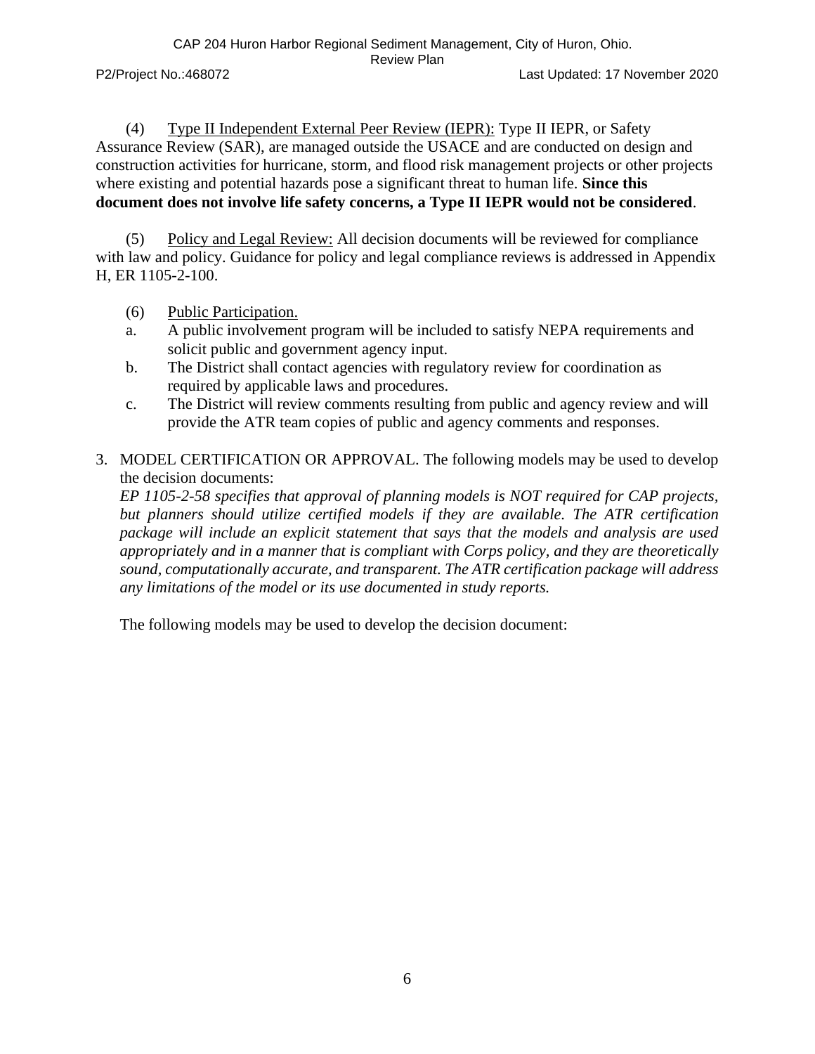(4) Type II Independent External Peer Review (IEPR): Type II IEPR, or Safety Assurance Review (SAR), are managed outside the USACE and are conducted on design and construction activities for hurricane, storm, and flood risk management projects or other projects where existing and potential hazards pose a significant threat to human life. **Since this document does not involve life safety concerns, a Type II IEPR would not be considered**.

(5) Policy and Legal Review: All decision documents will be reviewed for compliance with law and policy. Guidance for policy and legal compliance reviews is addressed in Appendix H, ER 1105-2-100.

(6) Public Participation.

a. A public involvement program will be included to satisfy NEPA requirements and solicit public and government agency input.
b. The District shall contact agencies with regulatory review for coordination as required by applicable laws and procedures.
c. The District will review comments resulting from public and agency review and will provide the ATR team copies of public and agency comments and responses.

3. MODEL CERTIFICATION OR APPROVAL. The following models may be used to develop the decision documents:
*EP 1105-2-58 specifies that approval of planning models is NOT required for CAP projects, but planners should utilize certified models if they are available. The ATR certification package will include an explicit statement that says that the models and analysis are used appropriately and in a manner that is compliant with Corps policy, and they are theoretically sound, computationally accurate, and transparent. The ATR certification package will address any limitations of the model or its use documented in study reports.*

The following models may be used to develop the decision document: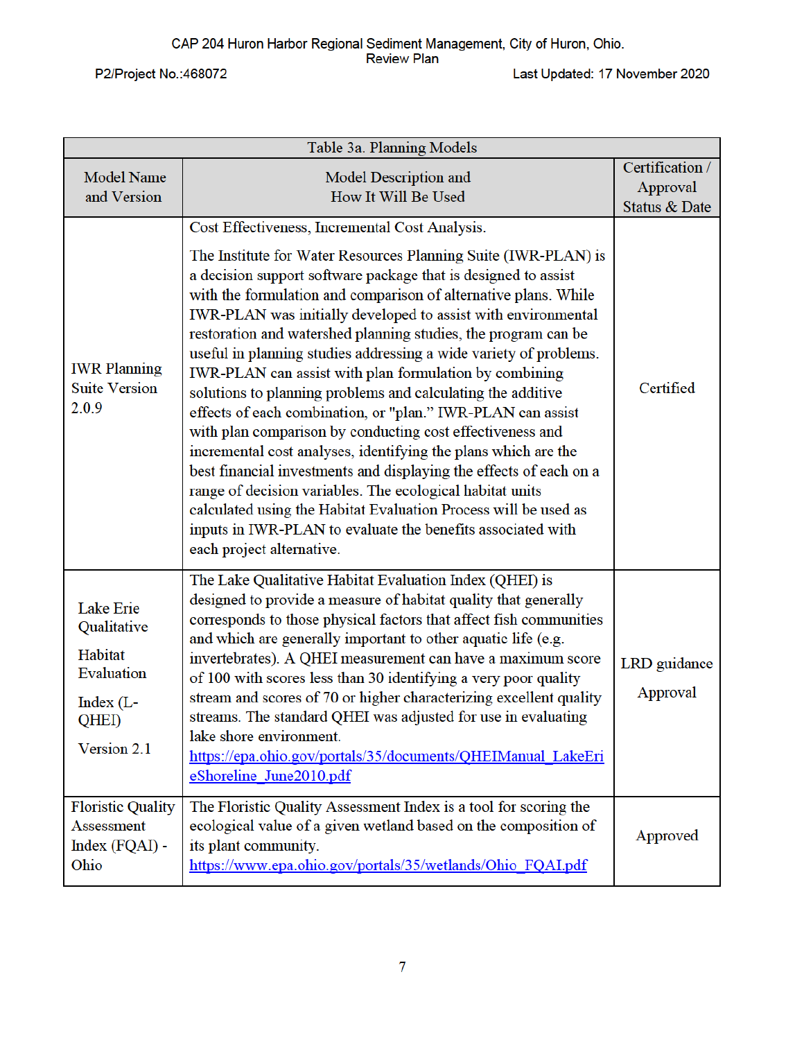| Table 3a. Planning Models | | |
|---|---|---|
| Model Name and Version | Model Description and How It Will Be Used | Certification / Approval Status & Date |
| IWR Planning Suite Version 2.0.9 | Cost Effectiveness, Incremental Cost Analysis. The Institute for Water Resources Planning Suite (IWR-PLAN) is a decision support software package that is designed to assist with the formulation and comparison of alternative plans. While IWR-PLAN was initially developed to assist with environmental restoration and watershed planning studies, the program can be useful in planning studies addressing a wide variety of problems. IWR-PLAN can assist with plan formulation by combining solutions to planning problems and calculating the additive effects of each combination, or "plan." IWR-PLAN can assist with plan comparison by conducting cost effectiveness and incremental cost analyses, identifying the plans which are the best financial investments and displaying the effects of each on a range of decision variables. The ecological habitat units calculated using the Habitat Evaluation Process will be used as inputs in IWR-PLAN to evaluate the benefits associated with each project alternative. | Certified |
| Lake Erie Qualitative Habitat Evaluation Index (L-QHEI) Version 2.1 | The Lake Qualitative Habitat Evaluation Index (QHEI) is designed to provide a measure of habitat quality that generally corresponds to those physical factors that affect fish communities and which are generally important to other aquatic life (e.g. invertebrates). A QHEI measurement can have a maximum score of 100 with scores less than 30 identifying a very poor quality stream and scores of 70 or higher characterizing excellent quality streams. The standard QHEI was adjusted for use in evaluating lake shore environment. https://epa.ohio.gov/portals/35/documents/QHEIManual_LakeErieShoreline_June2010.pdf | LRD guidance Approval |
| Floristic Quality Assessment Index (FQAI) - Ohio | The Floristic Quality Assessment Index is a tool for scoring the ecological value of a given wetland based on the composition of its plant community. https://www.epa.ohio.gov/portals/35/wetlands/Ohio_FQAI.pdf | Approved |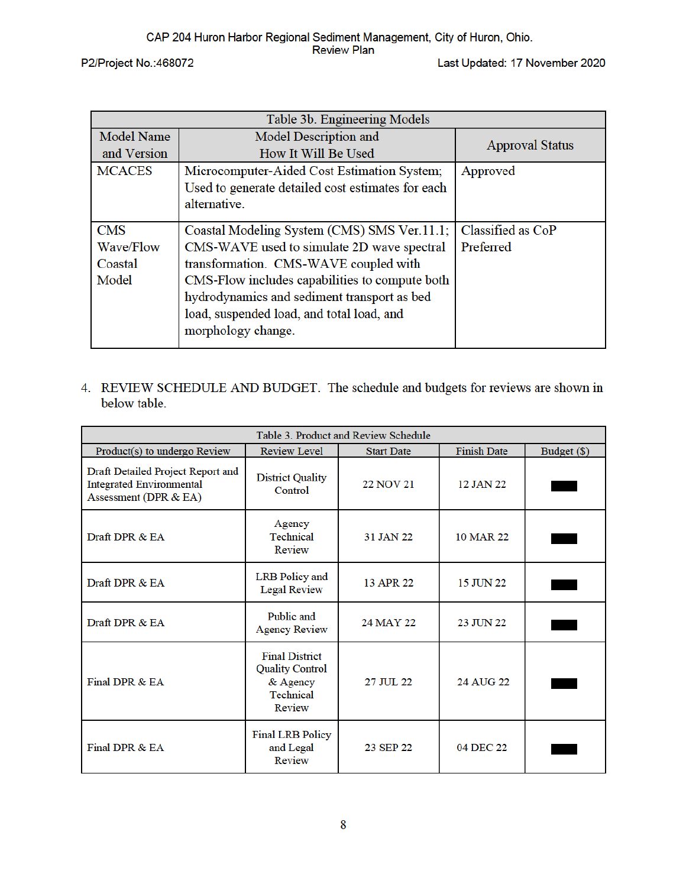| Table 3b. Engineering Models | | |
|---|---|---|
| Model Name and Version | Model Description and How It Will Be Used | Approval Status |
| MCACES | Microcomputer-Aided Cost Estimation System; Used to generate detailed cost estimates for each alternative. | Approved |
| CMS Wave/Flow Coastal Model | Coastal Modeling System (CMS) SMS Ver.11.1; CMS-WAVE used to simulate 2D wave spectral transformation. CMS-WAVE coupled with CMS-Flow includes capabilities to compute both hydrodynamics and sediment transport as bed load, suspended load, and total load, and morphology change. | Classified as CoP Preferred |

4. REVIEW SCHEDULE AND BUDGET. The schedule and budgets for reviews are shown in below table.

| Table 3. Product and Review Schedule | | | | |
|---|---|---|---|---|
| Product(s) to undergo Review | Review Level | Start Date | Finish Date | Budget ($) |
| Draft Detailed Project Report and Integrated Environmental Assessment (DPR & EA) | District Quality Control | 22 NOV 21 | 12 JAN 22 | ███ |
| Draft DPR & EA | Agency Technical Review | 31 JAN 22 | 10 MAR 22 | ███ |
| Draft DPR & EA | LRB Policy and Legal Review | 13 APR 22 | 15 JUN 22 | ███ |
| Draft DPR & EA | Public and Agency Review | 24 MAY 22 | 23 JUN 22 | ███ |
| Final DPR & EA | Final District Quality Control & Agency Technical Review | 27 JUL 22 | 24 AUG 22 | ███ |
| Final DPR & EA | Final LRB Policy and Legal Review | 23 SEP 22 | 04 DEC 22 | ███ |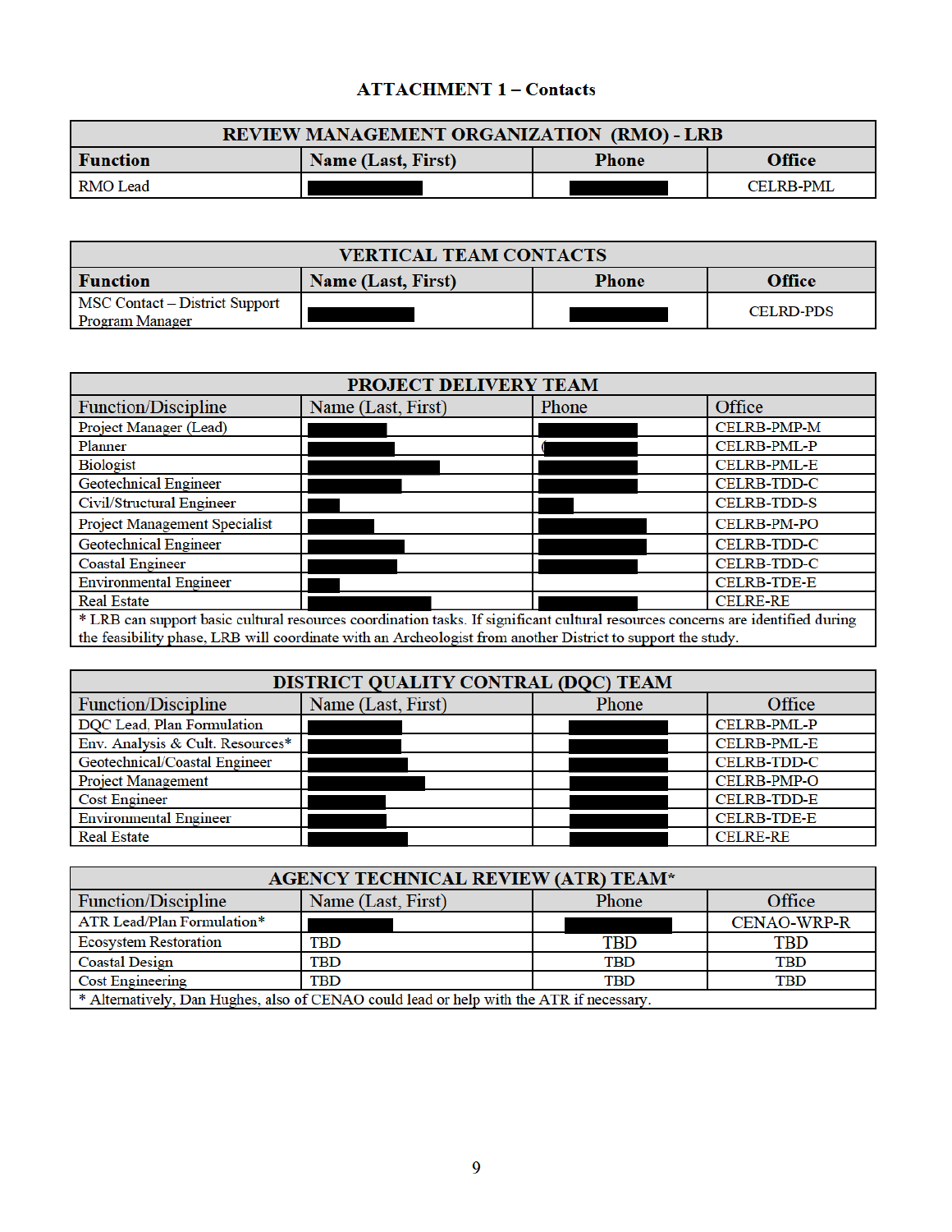# ATTACHMENT 1 – Contacts

| REVIEW MANAGEMENT ORGANIZATION (RMO) - LRB | | | |
|---|---|---|---|
| **Function** | **Name (Last, First)** | **Phone** | **Office** |
| RMO Lead | | | CELRB-PML |

| VERTICAL TEAM CONTACTS | | | |
|---|---|---|---|
| **Function** | **Name (Last, First)** | **Phone** | **Office** |
| MSC Contact – District Support Program Manager | | | CELRD-PDS |

| PROJECT DELIVERY TEAM | | | |
|---|---|---|---|
| Function/Discipline | Name (Last, First) | Phone | Office |
| Project Manager (Lead) | | | CELRB-PMP-M |
| Planner | | | CELRB-PML-P |
| Biologist | | | CELRB-PML-E |
| Geotechnical Engineer | | | CELRB-TDD-C |
| Civil/Structural Engineer | | | CELRB-TDD-S |
| Project Management Specialist | | | CELRB-PM-PO |
| Geotechnical Engineer | | | CELRB-TDD-C |
| Coastal Engineer | | | CELRB-TDD-C |
| Environmental Engineer | | | CELRB-TDE-E |
| Real Estate | | | CELRE-RE |
| * LRB can support basic cultural resources coordination tasks. If significant cultural resources concerns are identified during the feasibility phase, LRB will coordinate with an Archeologist from another District to support the study. | | | |

| DISTRICT QUALITY CONTRAL (DQC) TEAM | | | |
|---|---|---|---|
| Function/Discipline | Name (Last, First) | Phone | Office |
| DQC Lead, Plan Formulation | | | CELRB-PML-P |
| Env. Analysis & Cult. Resources* | | | CELRB-PML-E |
| Geotechnical/Coastal Engineer | | | CELRB-TDD-C |
| Project Management | | | CELRB-PMP-O |
| Cost Engineer | | | CELRB-TDD-E |
| Environmental Engineer | | | CELRB-TDE-E |
| Real Estate | | | CELRE-RE |

| AGENCY TECHNICAL REVIEW (ATR) TEAM* | | | |
|---|---|---|---|
| Function/Discipline | Name (Last, First) | Phone | Office |
| ATR Lead/Plan Formulation* | | | CENAO-WRP-R |
| Ecosystem Restoration | TBD | TBD | TBD |
| Coastal Design | TBD | TBD | TBD |
| Cost Engineering | TBD | TBD | TBD |
| * Alternatively, Dan Hughes, also of CENAO could lead or help with the ATR if necessary. | | | |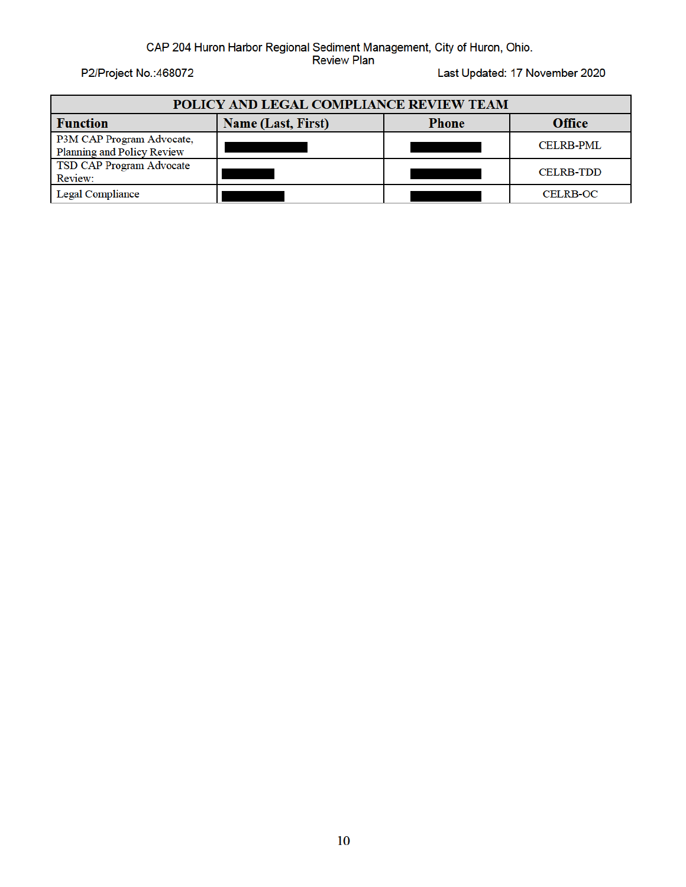| POLICY AND LEGAL COMPLIANCE REVIEW TEAM | | | |
|---|---|---|---|
| **Function** | **Name (Last, First)** | **Phone** | **Office** |
| P3M CAP Program Advocate, Planning and Policy Review | | | CELRB-PML |
| TSD CAP Program Advocate Review: | | | CELRB-TDD |
| Legal Compliance | | | CELRB-OC |